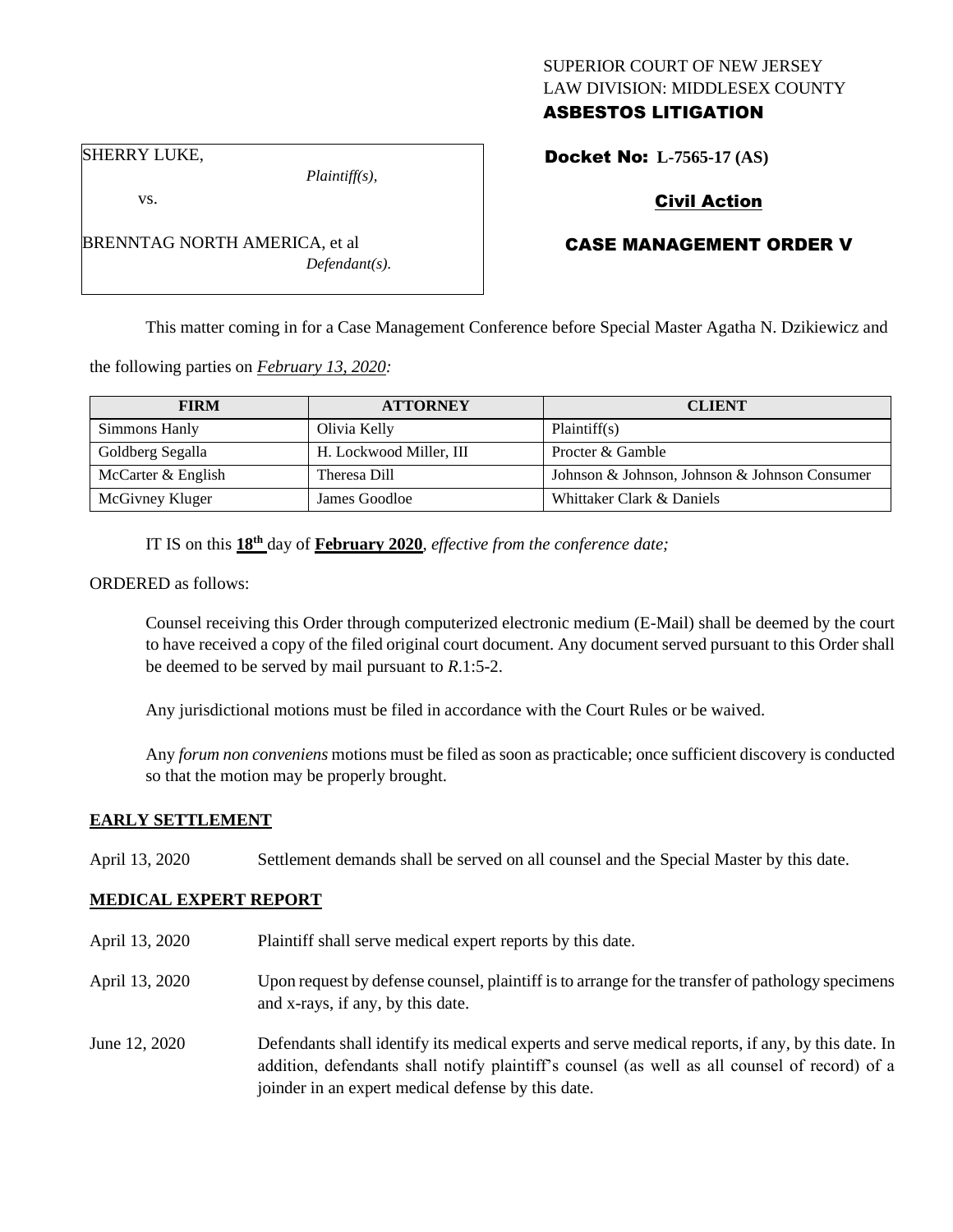SUPERIOR COURT OF NEW JERSEY
LAW DIVISION: MIDDLESEX COUNTY
**ASBESTOS LITIGATION**

SHERRY LUKE,
*Plaintiff(s),*

vs.

BRENNTAG NORTH AMERICA, et al
*Defendant(s).*

**Docket No: L-7565-17 (AS)**

**Civil Action**

**CASE MANAGEMENT ORDER V**

This matter coming in for a Case Management Conference before Special Master Agatha N. Dzikiewicz and the following parties on *February 13, 2020:*

| FIRM | ATTORNEY | CLIENT |
| --- | --- | --- |
| Simmons Hanly | Olivia Kelly | Plaintiff(s) |
| Goldberg Segalla | H. Lockwood Miller, III | Procter & Gamble |
| McCarter & English | Theresa Dill | Johnson & Johnson, Johnson & Johnson Consumer |
| McGivney Kluger | James Goodloe | Whittaker Clark & Daniels |

IT IS on this **18th** day of **February 2020**, *effective from the conference date;*

ORDERED as follows:

Counsel receiving this Order through computerized electronic medium (E-Mail) shall be deemed by the court to have received a copy of the filed original court document. Any document served pursuant to this Order shall be deemed to be served by mail pursuant to *R.*1:5-2.

Any jurisdictional motions must be filed in accordance with the Court Rules or be waived.

Any *forum non conveniens* motions must be filed as soon as practicable; once sufficient discovery is conducted so that the motion may be properly brought.

**EARLY SETTLEMENT**

April 13, 2020 Settlement demands shall be served on all counsel and the Special Master by this date.

**MEDICAL EXPERT REPORT**

April 13, 2020 Plaintiff shall serve medical expert reports by this date.

April 13, 2020 Upon request by defense counsel, plaintiff is to arrange for the transfer of pathology specimens and x-rays, if any, by this date.

June 12, 2020 Defendants shall identify its medical experts and serve medical reports, if any, by this date. In addition, defendants shall notify plaintiff's counsel (as well as all counsel of record) of a joinder in an expert medical defense by this date.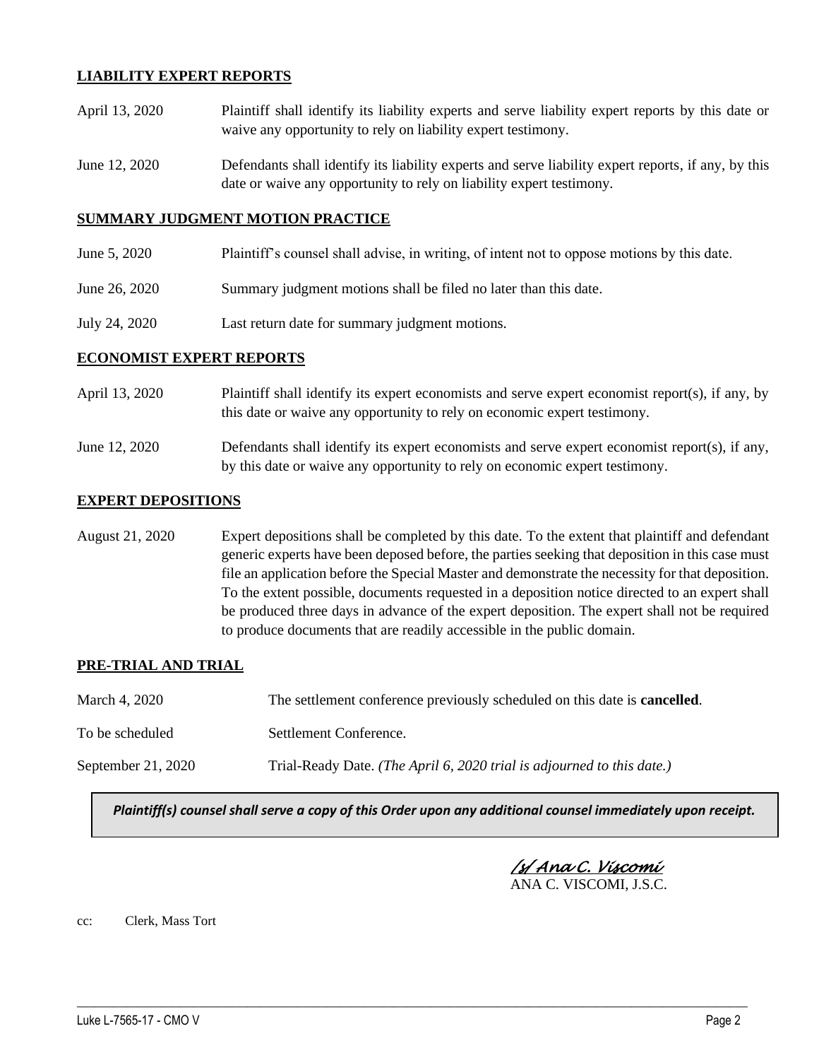## LIABILITY EXPERT REPORTS

| | |
|---|---|
| April 13, 2020 | Plaintiff shall identify its liability experts and serve liability expert reports by this date or waive any opportunity to rely on liability expert testimony. |
| June 12, 2020 | Defendants shall identify its liability experts and serve liability expert reports, if any, by this date or waive any opportunity to rely on liability expert testimony. |

## SUMMARY JUDGMENT MOTION PRACTICE

| | |
|---|---|
| June 5, 2020 | Plaintiff's counsel shall advise, in writing, of intent not to oppose motions by this date. |
| June 26, 2020 | Summary judgment motions shall be filed no later than this date. |
| July 24, 2020 | Last return date for summary judgment motions. |

## ECONOMIST EXPERT REPORTS

| | |
|---|---|
| April 13, 2020 | Plaintiff shall identify its expert economists and serve expert economist report(s), if any, by this date or waive any opportunity to rely on economic expert testimony. |
| June 12, 2020 | Defendants shall identify its expert economists and serve expert economist report(s), if any, by this date or waive any opportunity to rely on economic expert testimony. |

## EXPERT DEPOSITIONS

| | |
|---|---|
| August 21, 2020 | Expert depositions shall be completed by this date. To the extent that plaintiff and defendant generic experts have been deposed before, the parties seeking that deposition in this case must file an application before the Special Master and demonstrate the necessity for that deposition. To the extent possible, documents requested in a deposition notice directed to an expert shall be produced three days in advance of the expert deposition. The expert shall not be required to produce documents that are readily accessible in the public domain. |

## PRE-TRIAL AND TRIAL

| | |
|---|---|
| March 4, 2020 | The settlement conference previously scheduled on this date is **cancelled**. |
| To be scheduled | Settlement Conference. |
| September 21, 2020 | Trial-Ready Date. *(The April 6, 2020 trial is adjourned to this date.)* |

***Plaintiff(s) counsel shall serve a copy of this Order upon any additional counsel immediately upon receipt.***

*/s/ Ana C. Viscomi*
ANA C. VISCOMI, J.S.C.

cc: Clerk, Mass Tort